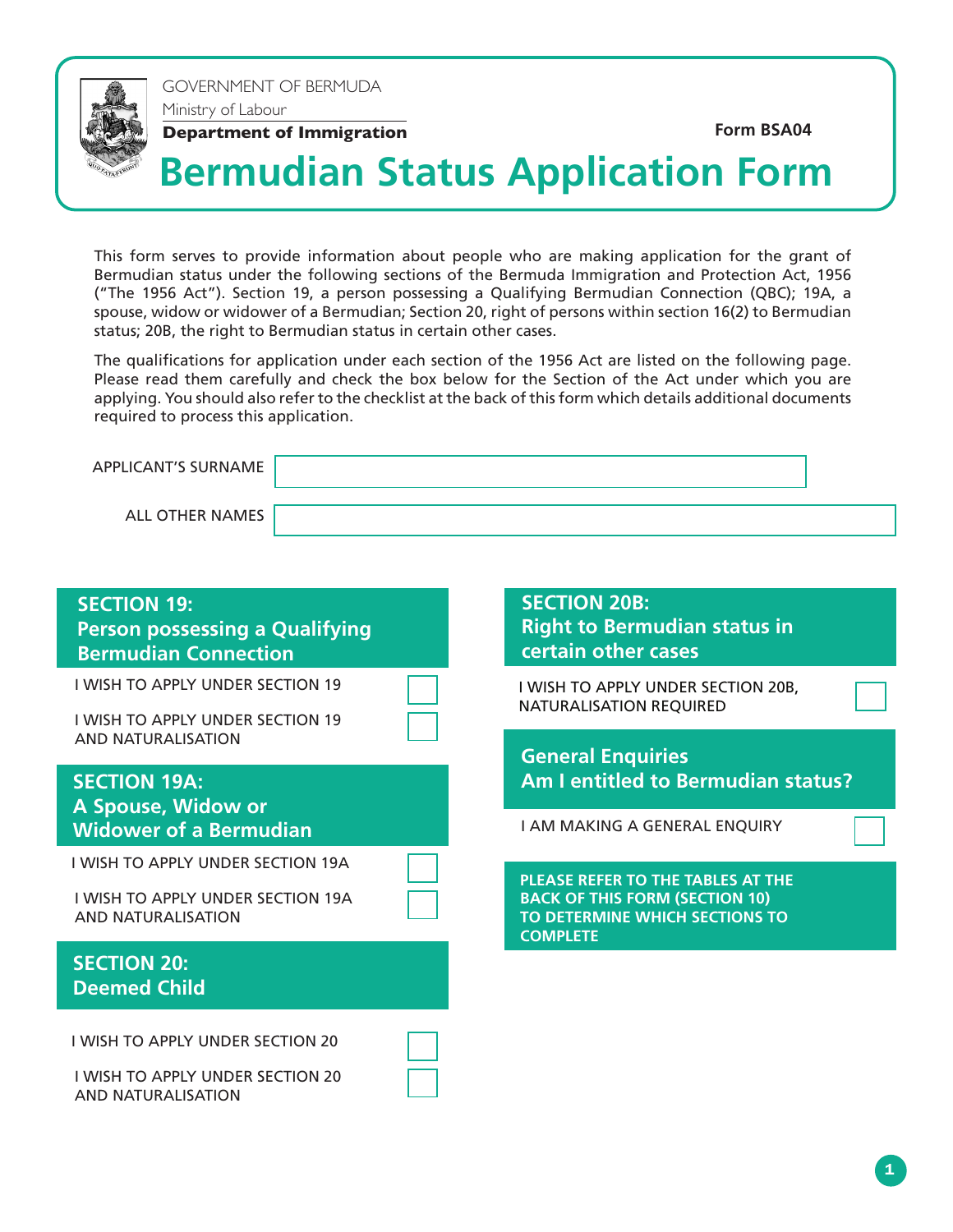GOVERNMENT OF BERMUDA
Ministry of Labour
**Department of Immigration**

**Form BSA04**

# Bermudian Status Application Form

This form serves to provide information about people who are making application for the grant of Bermudian status under the following sections of the Bermuda Immigration and Protection Act, 1956 ("The 1956 Act"). Section 19, a person possessing a Qualifying Bermudian Connection (QBC); 19A, a spouse, widow or widower of a Bermudian; Section 20, right of persons within section 16(2) to Bermudian status; 20B, the right to Bermudian status in certain other cases.

The qualifications for application under each section of the 1956 Act are listed on the following page. Please read them carefully and check the box below for the Section of the Act under which you are applying. You should also refer to the checklist at the back of this form which details additional documents required to process this application.

APPLICANT'S SURNAME ____________________

ALL OTHER NAMES ____________________

## SECTION 19: Person possessing a Qualifying Bermudian Connection

- ☐ I WISH TO APPLY UNDER SECTION 19
- ☐ I WISH TO APPLY UNDER SECTION 19 AND NATURALISATION

## SECTION 19A: A Spouse, Widow or Widower of a Bermudian

- ☐ I WISH TO APPLY UNDER SECTION 19A
- ☐ I WISH TO APPLY UNDER SECTION 19A AND NATURALISATION

## SECTION 20: Deemed Child

- ☐ I WISH TO APPLY UNDER SECTION 20
- ☐ I WISH TO APPLY UNDER SECTION 20 AND NATURALISATION

## SECTION 20B: Right to Bermudian status in certain other cases

- ☐ I WISH TO APPLY UNDER SECTION 20B, NATURALISATION REQUIRED

## General Enquiries Am I entitled to Bermudian status?

- ☐ I AM MAKING A GENERAL ENQUIRY

**PLEASE REFER TO THE TABLES AT THE BACK OF THIS FORM (SECTION 10) TO DETERMINE WHICH SECTIONS TO COMPLETE**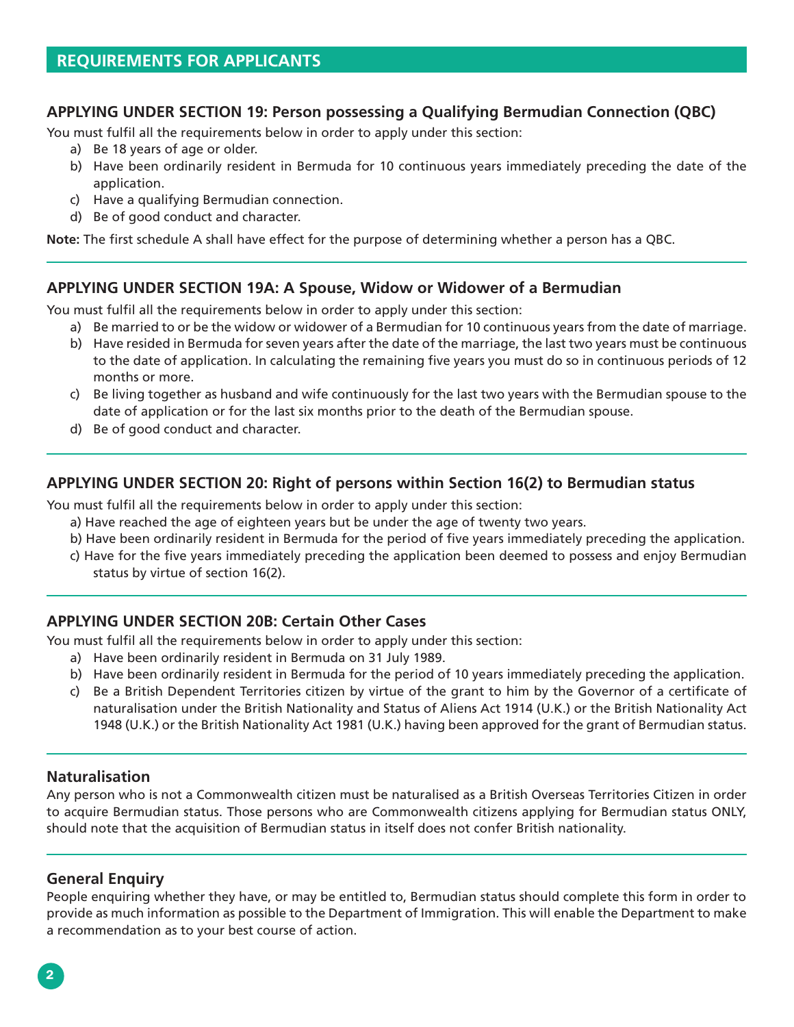## REQUIREMENTS FOR APPLICANTS

### APPLYING UNDER SECTION 19: Person possessing a Qualifying Bermudian Connection (QBC)

You must fulfil all the requirements below in order to apply under this section:

a) Be 18 years of age or older.
b) Have been ordinarily resident in Bermuda for 10 continuous years immediately preceding the date of the application.
c) Have a qualifying Bermudian connection.
d) Be of good conduct and character.

**Note:** The first schedule A shall have effect for the purpose of determining whether a person has a QBC.

### APPLYING UNDER SECTION 19A: A Spouse, Widow or Widower of a Bermudian

You must fulfil all the requirements below in order to apply under this section:

a) Be married to or be the widow or widower of a Bermudian for 10 continuous years from the date of marriage.
b) Have resided in Bermuda for seven years after the date of the marriage, the last two years must be continuous to the date of application. In calculating the remaining five years you must do so in continuous periods of 12 months or more.
c) Be living together as husband and wife continuously for the last two years with the Bermudian spouse to the date of application or for the last six months prior to the death of the Bermudian spouse.
d) Be of good conduct and character.

### APPLYING UNDER SECTION 20: Right of persons within Section 16(2) to Bermudian status

You must fulfil all the requirements below in order to apply under this section:

a) Have reached the age of eighteen years but be under the age of twenty two years.
b) Have been ordinarily resident in Bermuda for the period of five years immediately preceding the application.
c) Have for the five years immediately preceding the application been deemed to possess and enjoy Bermudian status by virtue of section 16(2).

### APPLYING UNDER SECTION 20B: Certain Other Cases

You must fulfil all the requirements below in order to apply under this section:

a) Have been ordinarily resident in Bermuda on 31 July 1989.
b) Have been ordinarily resident in Bermuda for the period of 10 years immediately preceding the application.
c) Be a British Dependent Territories citizen by virtue of the grant to him by the Governor of a certificate of naturalisation under the British Nationality and Status of Aliens Act 1914 (U.K.) or the British Nationality Act 1948 (U.K.) or the British Nationality Act 1981 (U.K.) having been approved for the grant of Bermudian status.

### Naturalisation

Any person who is not a Commonwealth citizen must be naturalised as a British Overseas Territories Citizen in order to acquire Bermudian status. Those persons who are Commonwealth citizens applying for Bermudian status ONLY, should note that the acquisition of Bermudian status in itself does not confer British nationality.

### General Enquiry

People enquiring whether they have, or may be entitled to, Bermudian status should complete this form in order to provide as much information as possible to the Department of Immigration. This will enable the Department to make a recommendation as to your best course of action.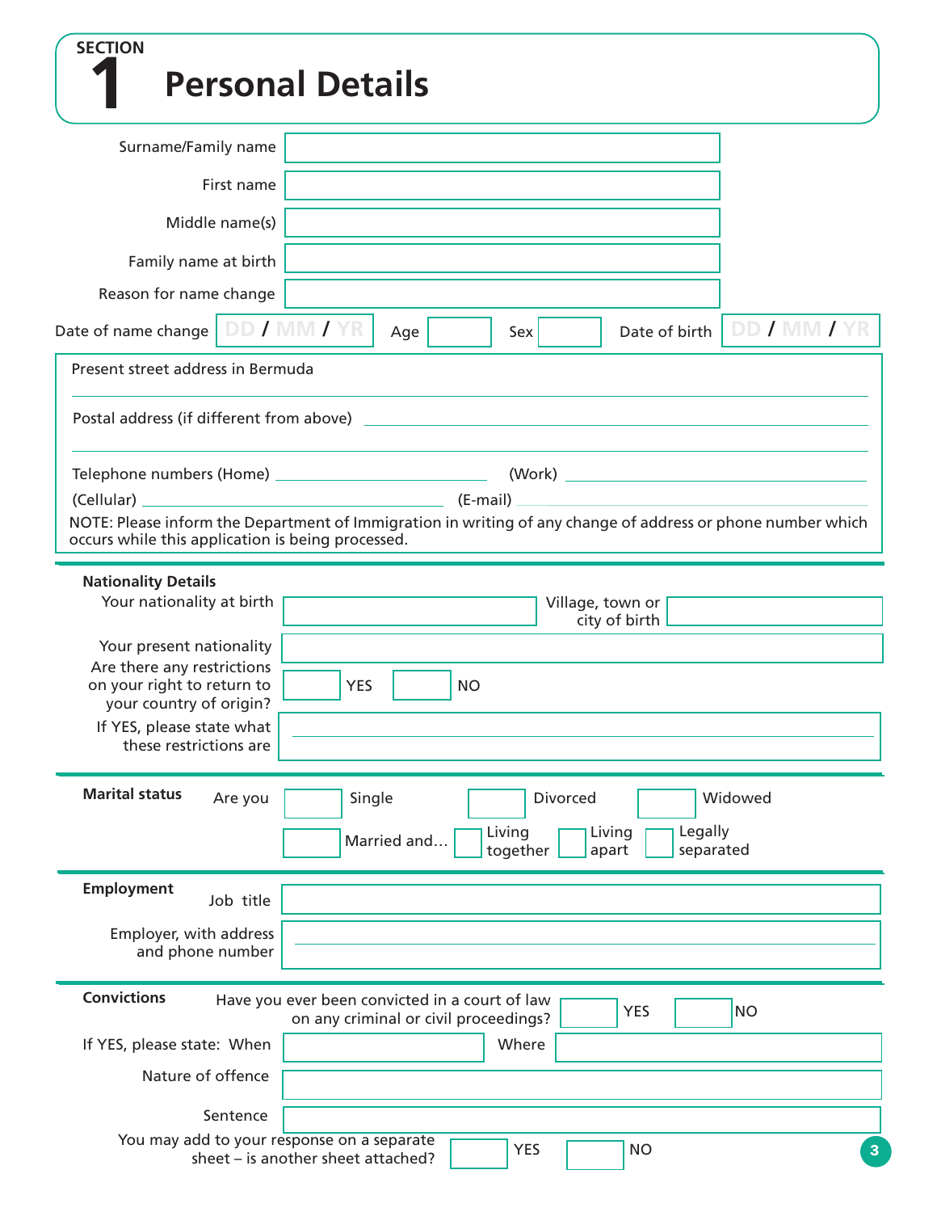# SECTION 1 Personal Details

Surname/Family name ____________________

First name ____________________

Middle name(s) ____________________

Family name at birth ____________________

Reason for name change ____________________

Date of name change DD / MM / YR    Age ______    Sex ______    Date of birth DD / MM / YR

Present street address in Bermuda ____________________

Postal address (if different from above) ____________________

Telephone numbers (Home) ____________________ (Work) ____________________

(Cellular) ____________________ (E-mail) ____________________

NOTE: Please inform the Department of Immigration in writing of any change of address or phone number which occurs while this application is being processed.

**Nationality Details**

Your nationality at birth ____________________ Village, town or city of birth ____________________

Your present nationality ____________________

Are there any restrictions on your right to return to your country of origin? ☐ YES ☐ NO

If YES, please state what these restrictions are ____________________

**Marital status**

Are you ☐ Single ☐ Divorced ☐ Widowed

☐ Married and… ☐ Living together ☐ Living apart ☐ Legally separated

**Employment**

Job title ____________________

Employer, with address and phone number ____________________

**Convictions**

Have you ever been convicted in a court of law on any criminal or civil proceedings? ☐ YES ☐ NO

If YES, please state: When ____________________ Where ____________________

Nature of offence ____________________

Sentence ____________________

You may add to your response on a separate sheet – is another sheet attached? ☐ YES ☐ NO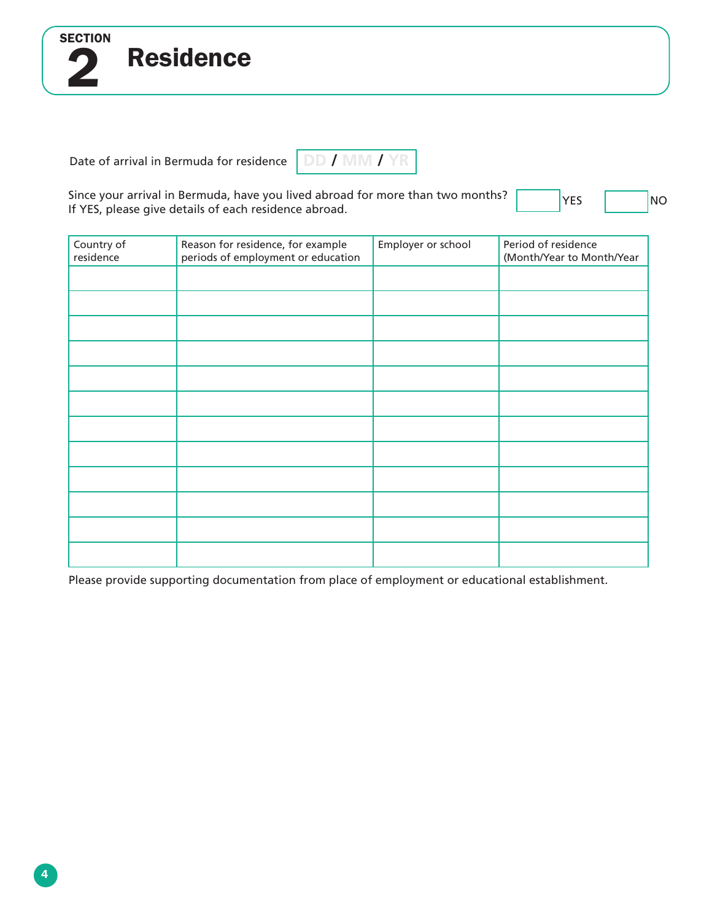# SECTION 2 Residence

Date of arrival in Bermuda for residence DD / MM / YR

Since your arrival in Bermuda, have you lived abroad for more than two months? ☐ YES ☐ NO
If YES, please give details of each residence abroad.

| Country of residence | Reason for residence, for example periods of employment or education | Employer or school | Period of residence (Month/Year to Month/Year |
|---|---|---|---|
| | | | |
| | | | |
| | | | |
| | | | |
| | | | |
| | | | |
| | | | |
| | | | |
| | | | |
| | | | |
| | | | |
| | | | |

Please provide supporting documentation from place of employment or educational establishment.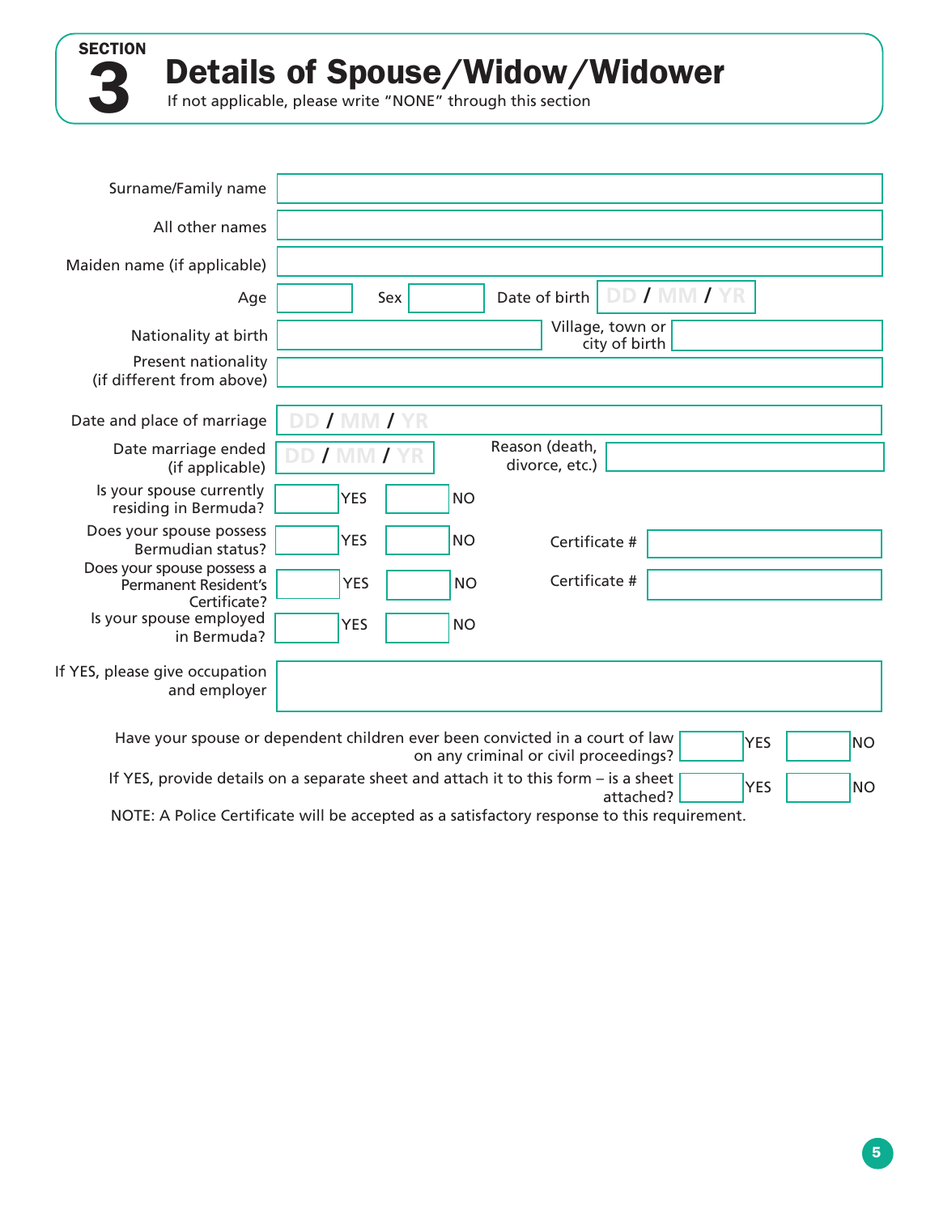## SECTION 3

# Details of Spouse/Widow/Widower

If not applicable, please write "NONE" through this section

| | |
|---|---|
| Surname/Family name | |
| All other names | |
| Maiden name (if applicable) | |
| Age | |
| Sex | |
| Date of birth | DD / MM / YR |
| Nationality at birth | |
| Village, town or city of birth | |
| Present nationality (if different from above) | |
| Date and place of marriage | DD / MM / YR |
| Date marriage ended (if applicable) | DD / MM / YR |
| Reason (death, divorce, etc.) | |

| Question | YES | NO | Certificate # |
|---|---|---|---|
| Is your spouse currently residing in Bermuda? | | | |
| Does your spouse possess Bermudian status? | | | |
| Does your spouse possess a Permanent Resident's Certificate? | | | |
| Is your spouse employed in Bermuda? | | | |

If YES, please give occupation and employer

| Question | YES | NO |
|---|---|---|
| Have your spouse or dependent children ever been convicted in a court of law on any criminal or civil proceedings? | | |
| If YES, provide details on a separate sheet and attach it to this form – is a sheet attached? | | |

NOTE: A Police Certificate will be accepted as a satisfactory response to this requirement.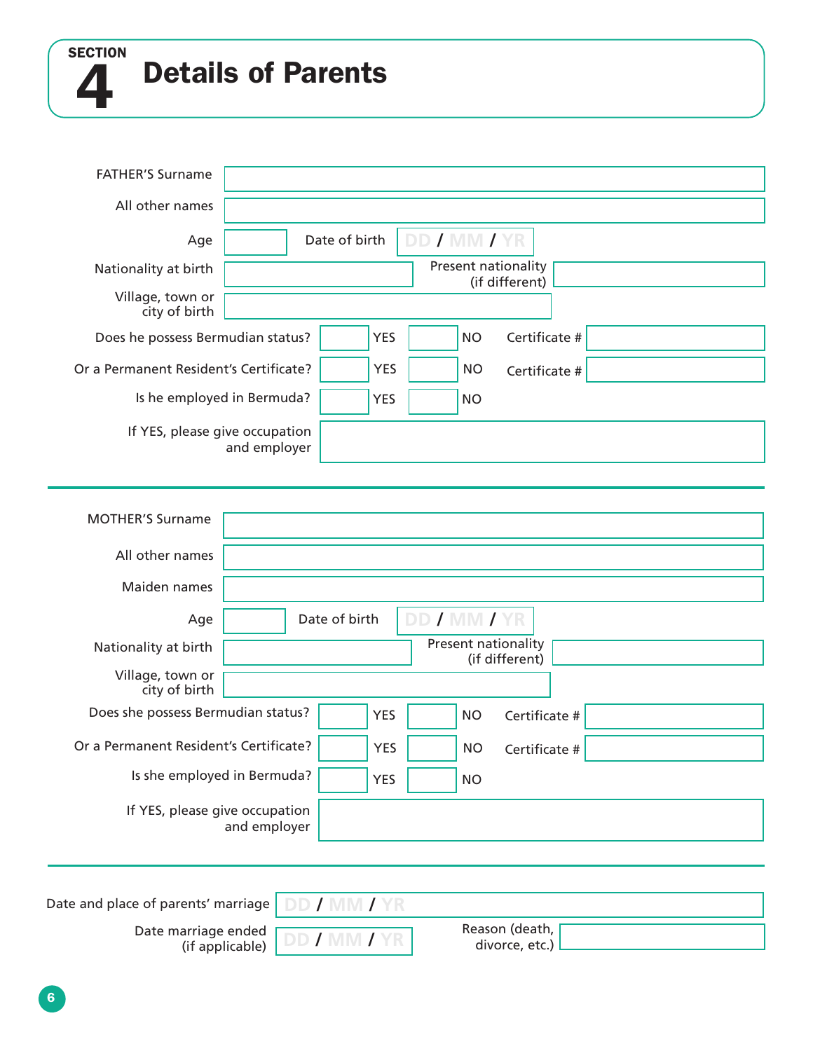## SECTION 4 Details of Parents

FATHER'S Surname

All other names

Age | Date of birth DD / MM / YR

Nationality at birth | Present nationality (if different)

Village, town or city of birth

Does he possess Bermudian status? YES NO Certificate #

Or a Permanent Resident's Certificate? YES NO Certificate #

Is he employed in Bermuda? YES NO

If YES, please give occupation and employer

---

MOTHER'S Surname

All other names

Maiden names

Age | Date of birth DD / MM / YR

Nationality at birth | Present nationality (if different)

Village, town or city of birth

Does she possess Bermudian status? YES NO Certificate #

Or a Permanent Resident's Certificate? YES NO Certificate #

Is she employed in Bermuda? YES NO

If YES, please give occupation and employer

---

Date and place of parents' marriage DD / MM / YR

Date marriage ended (if applicable) DD / MM / YR | Reason (death, divorce, etc.)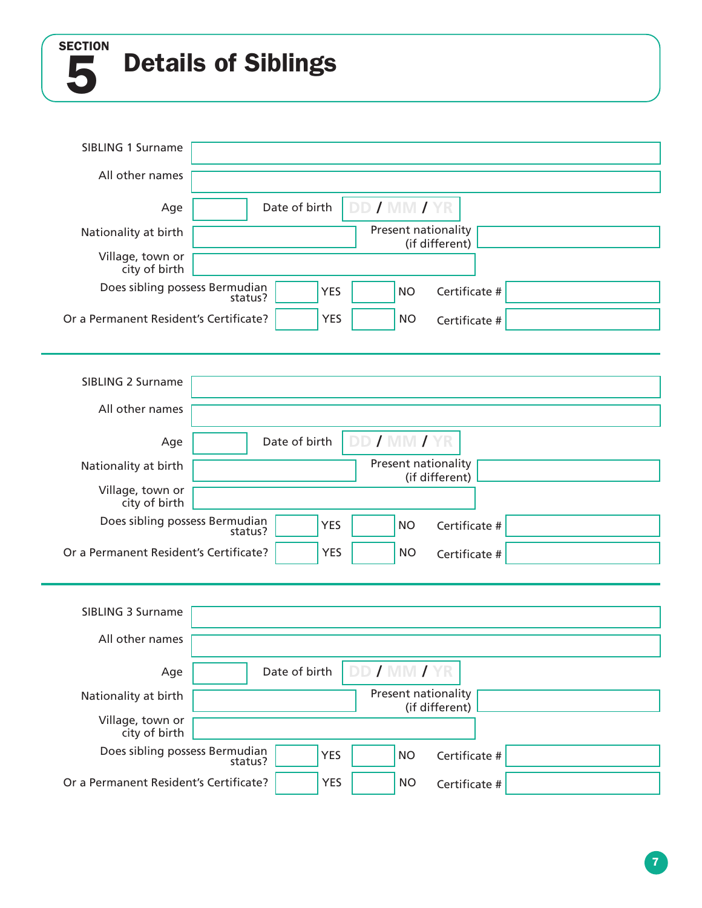# SECTION 5 Details of Siblings

SIBLING 1 Surname

All other names

Age

Date of birth DD / MM / YR

Nationality at birth

Present nationality (if different)

Village, town or city of birth

Does sibling possess Bermudian status? YES NO Certificate #

Or a Permanent Resident's Certificate? YES NO Certificate #

---

SIBLING 2 Surname

All other names

Age

Date of birth DD / MM / YR

Nationality at birth

Present nationality (if different)

Village, town or city of birth

Does sibling possess Bermudian status? YES NO Certificate #

Or a Permanent Resident's Certificate? YES NO Certificate #

---

SIBLING 3 Surname

All other names

Age

Date of birth DD / MM / YR

Nationality at birth

Present nationality (if different)

Village, town or city of birth

Does sibling possess Bermudian status? YES NO Certificate #

Or a Permanent Resident's Certificate? YES NO Certificate #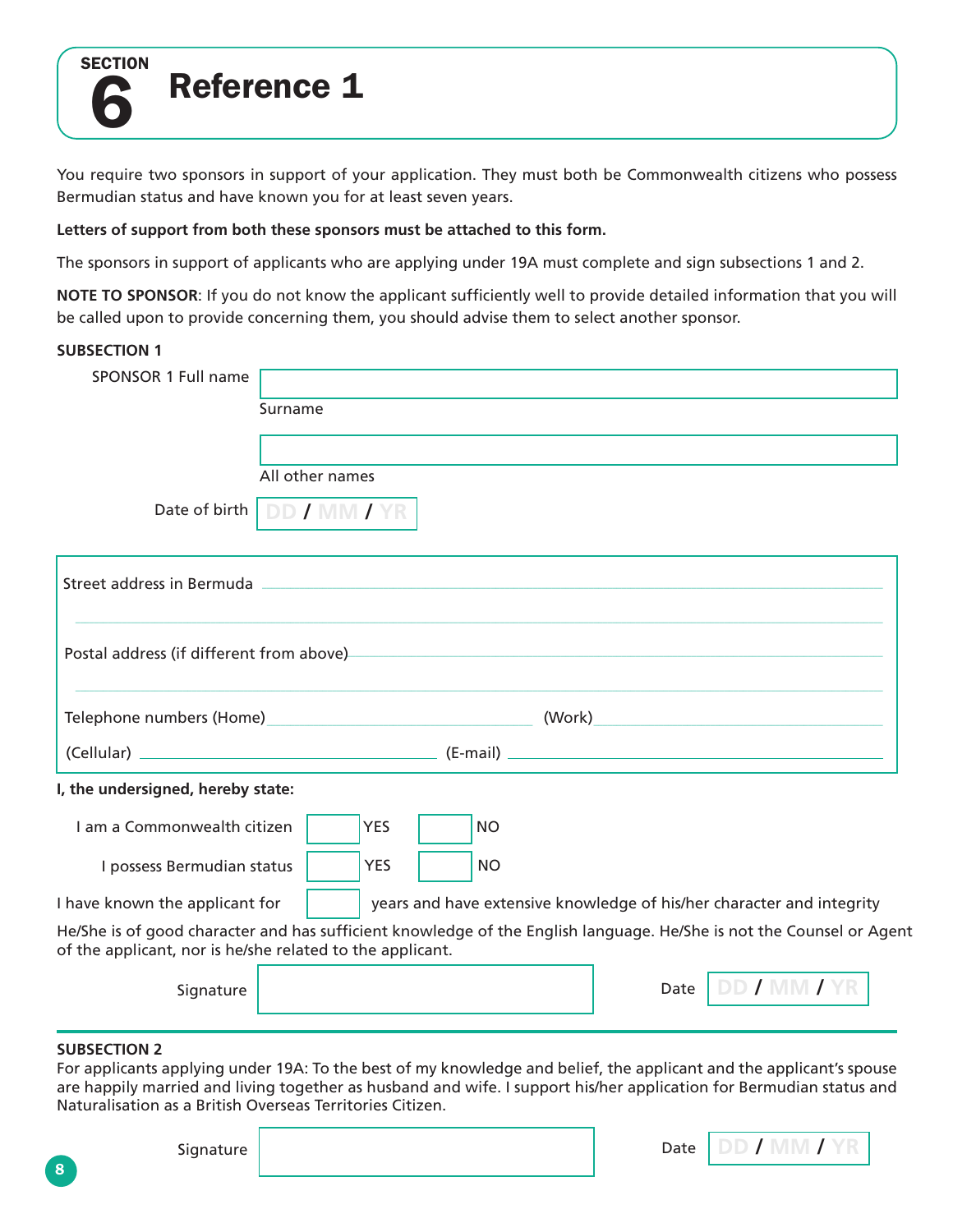# SECTION 6 Reference 1

You require two sponsors in support of your application. They must both be Commonwealth citizens who possess Bermudian status and have known you for at least seven years.

**Letters of support from both these sponsors must be attached to this form.**

The sponsors in support of applicants who are applying under 19A must complete and sign subsections 1 and 2.

**NOTE TO SPONSOR**: If you do not know the applicant sufficiently well to provide detailed information that you will be called upon to provide concerning them, you should advise them to select another sponsor.

**SUBSECTION 1**

SPONSOR 1 Full name ____________________
Surname

____________________
All other names

Date of birth DD / MM / YR

Street address in Bermuda ____________________

____________________

Postal address (if different from above) ____________________

____________________

Telephone numbers (Home) ____________________ (Work) ____________________

(Cellular) ____________________ (E-mail) ____________________

**I, the undersigned, hereby state:**

I am a Commonwealth citizen ☐ YES ☐ NO

I possess Bermudian status ☐ YES ☐ NO

I have known the applicant for ☐ years and have extensive knowledge of his/her character and integrity

He/She is of good character and has sufficient knowledge of the English language. He/She is not the Counsel or Agent of the applicant, nor is he/she related to the applicant.

Signature ____________________ Date DD / MM / YR

**SUBSECTION 2**

For applicants applying under 19A: To the best of my knowledge and belief, the applicant and the applicant's spouse are happily married and living together as husband and wife. I support his/her application for Bermudian status and Naturalisation as a British Overseas Territories Citizen.

Signature ____________________ Date DD / MM / YR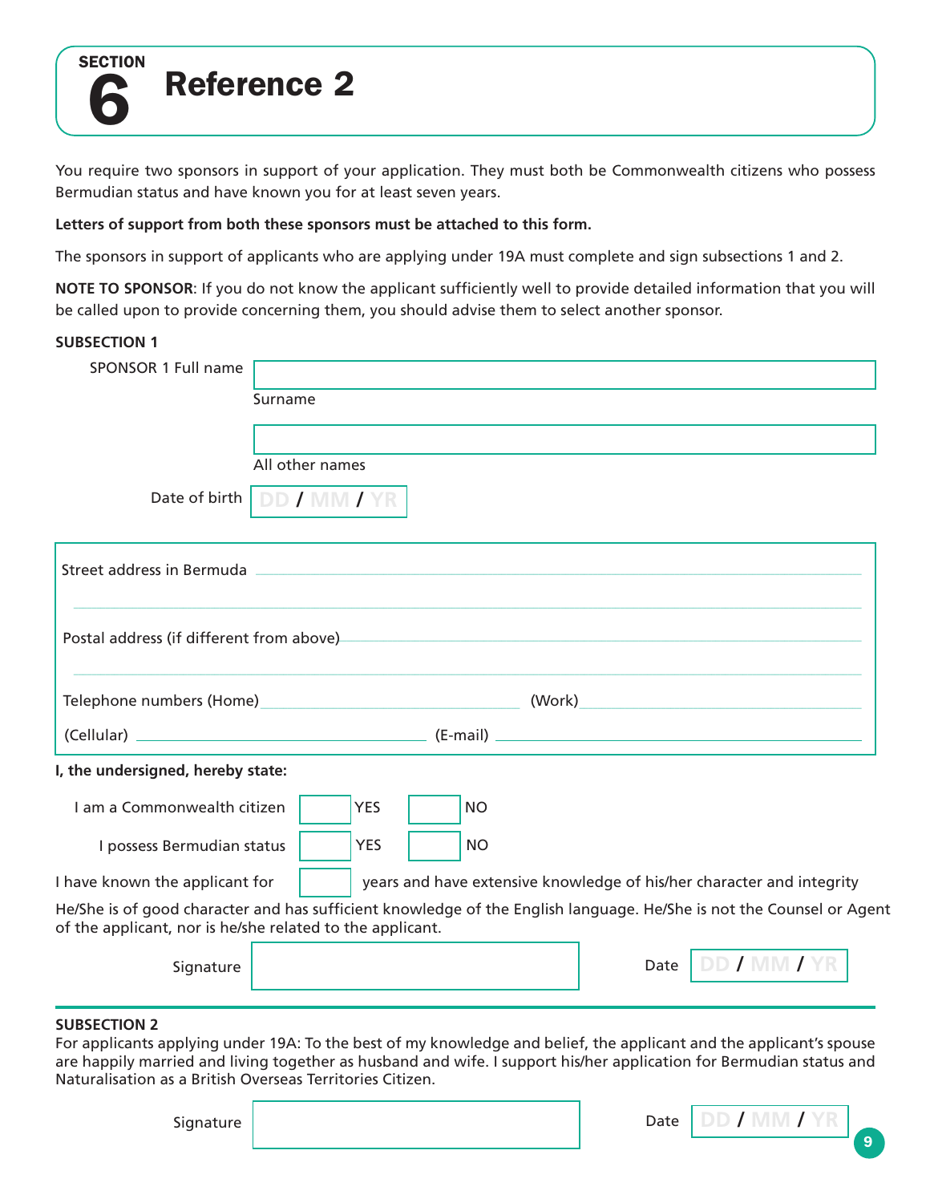# SECTION 6 Reference 2

You require two sponsors in support of your application. They must both be Commonwealth citizens who possess Bermudian status and have known you for at least seven years.

**Letters of support from both these sponsors must be attached to this form.**

The sponsors in support of applicants who are applying under 19A must complete and sign subsections 1 and 2.

**NOTE TO SPONSOR**: If you do not know the applicant sufficiently well to provide detailed information that you will be called upon to provide concerning them, you should advise them to select another sponsor.

**SUBSECTION 1**

SPONSOR 1 Full name

Surname ____________________

All other names ____________________

Date of birth DD / MM / YR

Street address in Bermuda ____________________

Postal address (if different from above) ____________________

Telephone numbers (Home) ____________________ (Work) ____________________

(Cellular) ____________________ (E-mail) ____________________

**I, the undersigned, hereby state:**

I am a Commonwealth citizen ☐ YES ☐ NO

I possess Bermudian status ☐ YES ☐ NO

I have known the applicant for ☐ years and have extensive knowledge of his/her character and integrity

He/She is of good character and has sufficient knowledge of the English language. He/She is not the Counsel or Agent of the applicant, nor is he/she related to the applicant.

Signature ____________________ Date DD / MM / YR

**SUBSECTION 2**

For applicants applying under 19A: To the best of my knowledge and belief, the applicant and the applicant's spouse are happily married and living together as husband and wife. I support his/her application for Bermudian status and Naturalisation as a British Overseas Territories Citizen.

Signature ____________________ Date DD / MM / YR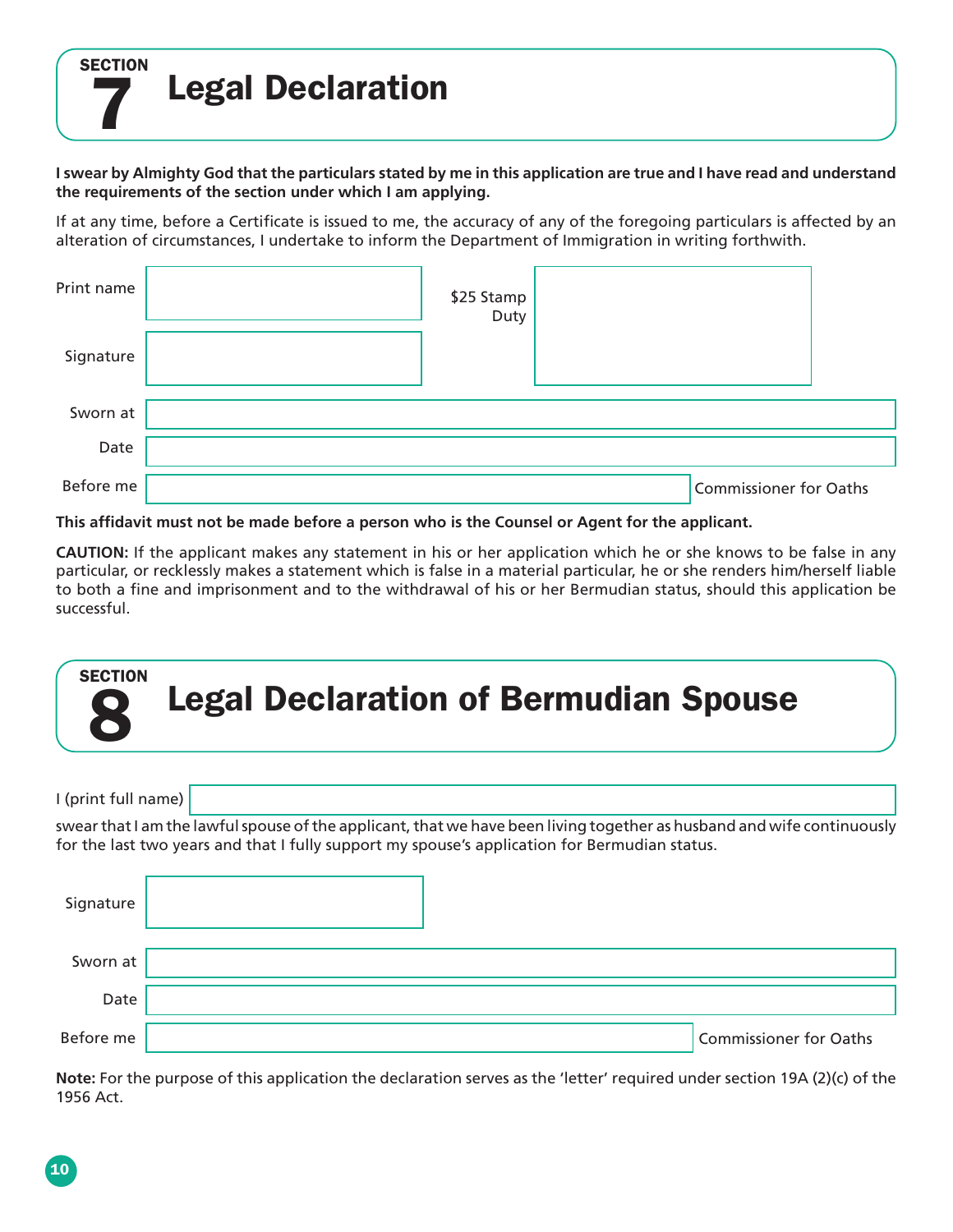# SECTION 7 Legal Declaration

**I swear by Almighty God that the particulars stated by me in this application are true and I have read and understand the requirements of the section under which I am applying.**

If at any time, before a Certificate is issued to me, the accuracy of any of the foregoing particulars is affected by an alteration of circumstances, I undertake to inform the Department of Immigration in writing forthwith.

Print name

Signature

$25 Stamp Duty

Sworn at

Date

Before me Commissioner for Oaths

**This affidavit must not be made before a person who is the Counsel or Agent for the applicant.**

**CAUTION:** If the applicant makes any statement in his or her application which he or she knows to be false in any particular, or recklessly makes a statement which is false in a material particular, he or she renders him/herself liable to both a fine and imprisonment and to the withdrawal of his or her Bermudian status, should this application be successful.

# SECTION 8 Legal Declaration of Bermudian Spouse

I (print full name)

swear that I am the lawful spouse of the applicant, that we have been living together as husband and wife continuously for the last two years and that I fully support my spouse's application for Bermudian status.

Signature

Sworn at

Date

Before me Commissioner for Oaths

**Note:** For the purpose of this application the declaration serves as the 'letter' required under section 19A (2)(c) of the 1956 Act.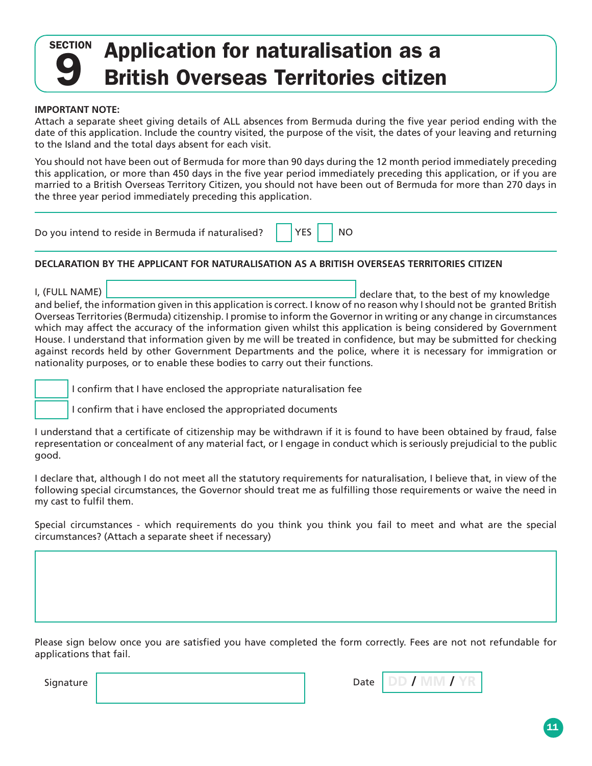# SECTION 9 Application for naturalisation as a British Overseas Territories citizen

**IMPORTANT NOTE:**
Attach a separate sheet giving details of ALL absences from Bermuda during the five year period ending with the date of this application. Include the country visited, the purpose of the visit, the dates of your leaving and returning to the Island and the total days absent for each visit.

You should not have been out of Bermuda for more than 90 days during the 12 month period immediately preceding this application, or more than 450 days in the five year period immediately preceding this application, or if you are married to a British Overseas Territory Citizen, you should not have been out of Bermuda for more than 270 days in the three year period immediately preceding this application.

Do you intend to reside in Bermuda if naturalised? ☐ YES ☐ NO

**DECLARATION BY THE APPLICANT FOR NATURALISATION AS A BRITISH OVERSEAS TERRITORIES CITIZEN**

I, (FULL NAME) ______________________ declare that, to the best of my knowledge and belief, the information given in this application is correct. I know of no reason why I should not be granted British Overseas Territories (Bermuda) citizenship. I promise to inform the Governor in writing or any change in circumstances which may affect the accuracy of the information given whilst this application is being considered by Government House. I understand that information given by me will be treated in confidence, but may be submitted for checking against records held by other Government Departments and the police, where it is necessary for immigration or nationality purposes, or to enable these bodies to carry out their functions.

☐ I confirm that I have enclosed the appropriate naturalisation fee

☐ I confirm that i have enclosed the appropriated documents

I understand that a certificate of citizenship may be withdrawn if it is found to have been obtained by fraud, false representation or concealment of any material fact, or I engage in conduct which is seriously prejudicial to the public good.

I declare that, although I do not meet all the statutory requirements for naturalisation, I believe that, in view of the following special circumstances, the Governor should treat me as fulfilling those requirements or waive the need in my cast to fulfil them.

Special circumstances - which requirements do you think you think you fail to meet and what are the special circumstances? (Attach a separate sheet if necessary)

______________________

Please sign below once you are satisfied you have completed the form correctly. Fees are not not refundable for applications that fail.

Signature ______________________ Date DD / MM / YR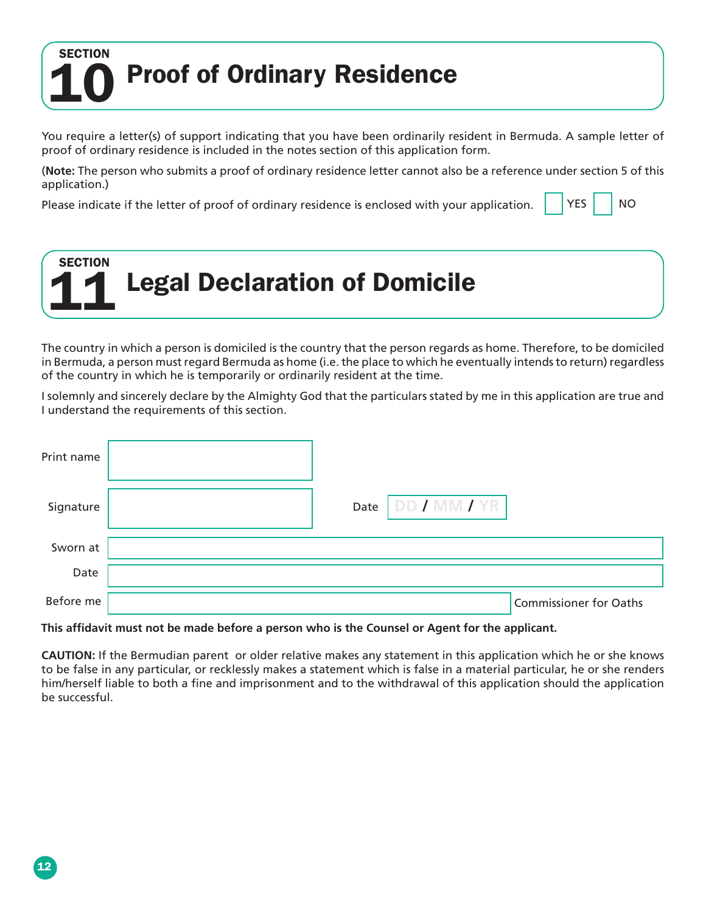## SECTION 10 Proof of Ordinary Residence

You require a letter(s) of support indicating that you have been ordinarily resident in Bermuda. A sample letter of proof of ordinary residence is included in the notes section of this application form.

(**Note:** The person who submits a proof of ordinary residence letter cannot also be a reference under section 5 of this application.)

Please indicate if the letter of proof of ordinary residence is enclosed with your application. ☐ YES ☐ NO

## SECTION 11 Legal Declaration of Domicile

The country in which a person is domiciled is the country that the person regards as home. Therefore, to be domiciled in Bermuda, a person must regard Bermuda as home (i.e. the place to which he eventually intends to return) regardless of the country in which he is temporarily or ordinarily resident at the time.

I solemnly and sincerely declare by the Almighty God that the particulars stated by me in this application are true and I understand the requirements of this section.

Print name

Signature ____________ Date DD / MM / YR

Sworn at

Date

Before me ____________ Commissioner for Oaths

**This affidavit must not be made before a person who is the Counsel or Agent for the applicant.**

**CAUTION:** If the Bermudian parent or older relative makes any statement in this application which he or she knows to be false in any particular, or recklessly makes a statement which is false in a material particular, he or she renders him/herself liable to both a fine and imprisonment and to the withdrawal of this application should the application be successful.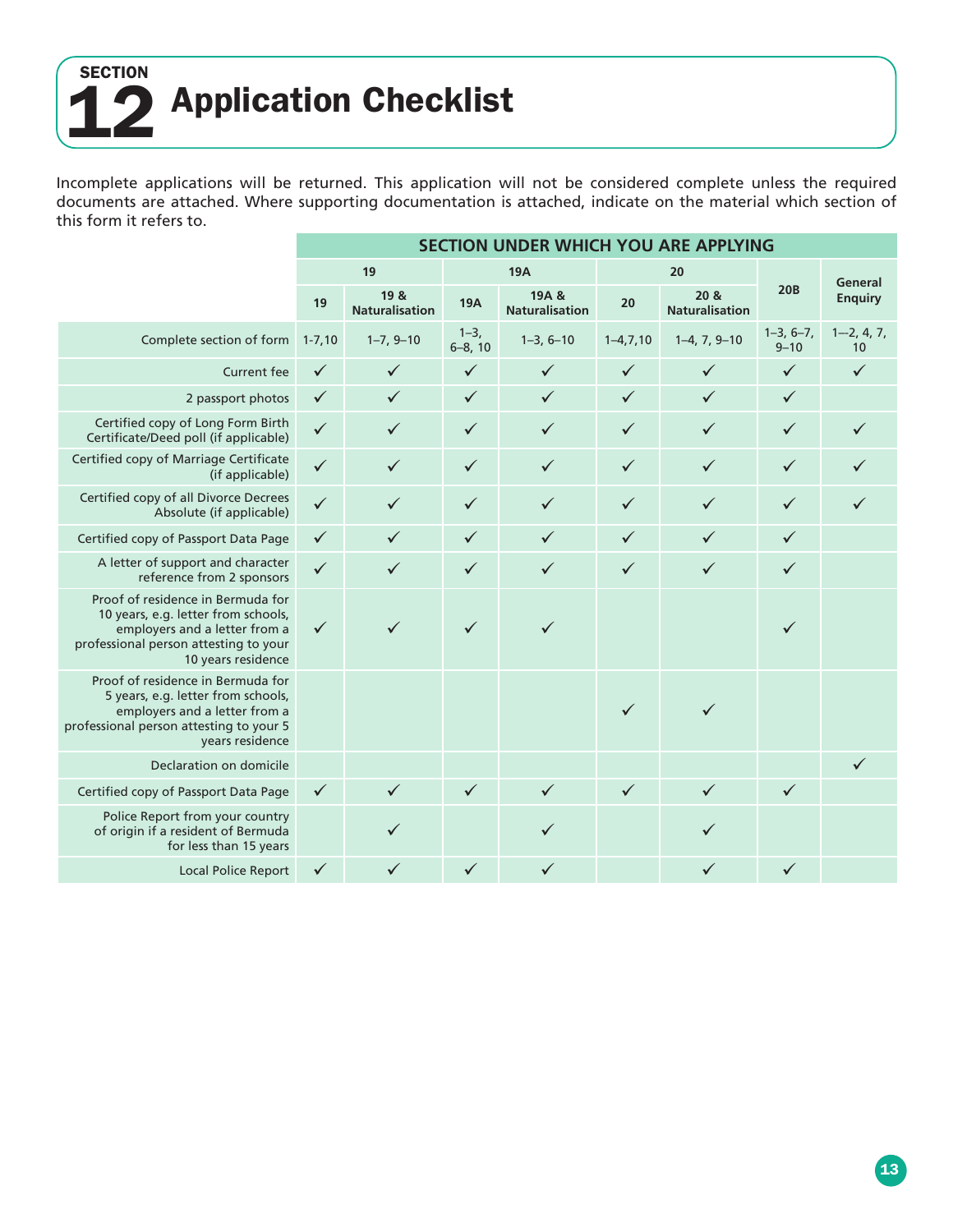# SECTION 12 Application Checklist

Incomplete applications will be returned. This application will not be considered complete unless the required documents are attached. Where supporting documentation is attached, indicate on the material which section of this form it refers to.

| | SECTION UNDER WHICH YOU ARE APPLYING | | | | | | | |
|---|---|---|---|---|---|---|---|---|
| | 19 | | 19A | | 20 | | 20B | General Enquiry |
| | 19 | 19 & Naturalisation | 19A | 19A & Naturalisation | 20 | 20 & Naturalisation | | |
| Complete section of form | 1-7,10 | 1–7, 9–10 | 1–3, 6–8, 10 | 1–3, 6–10 | 1–4,7,10 | 1–4, 7, 9–10 | 1–3, 6–7, 9–10 | 1—2, 4, 7, 10 |
| Current fee | ✓ | ✓ | ✓ | ✓ | ✓ | ✓ | ✓ | ✓ |
| 2 passport photos | ✓ | ✓ | ✓ | ✓ | ✓ | ✓ | ✓ | |
| Certified copy of Long Form Birth Certificate/Deed poll (if applicable) | ✓ | ✓ | ✓ | ✓ | ✓ | ✓ | ✓ | ✓ |
| Certified copy of Marriage Certificate (if applicable) | ✓ | ✓ | ✓ | ✓ | ✓ | ✓ | ✓ | ✓ |
| Certified copy of all Divorce Decrees Absolute (if applicable) | ✓ | ✓ | ✓ | ✓ | ✓ | ✓ | ✓ | ✓ |
| Certified copy of Passport Data Page | ✓ | ✓ | ✓ | ✓ | ✓ | ✓ | ✓ | |
| A letter of support and character reference from 2 sponsors | ✓ | ✓ | ✓ | ✓ | ✓ | ✓ | ✓ | |
| Proof of residence in Bermuda for 10 years, e.g. letter from schools, employers and a letter from a professional person attesting to your 10 years residence | ✓ | ✓ | ✓ | ✓ | | | ✓ | |
| Proof of residence in Bermuda for 5 years, e.g. letter from schools, employers and a letter from a professional person attesting to your 5 years residence | | | | | ✓ | ✓ | | |
| Declaration on domicile | | | | | | | | ✓ |
| Certified copy of Passport Data Page | ✓ | ✓ | ✓ | ✓ | ✓ | ✓ | ✓ | |
| Police Report from your country of origin if a resident of Bermuda for less than 15 years | | ✓ | | ✓ | | ✓ | | |
| Local Police Report | ✓ | ✓ | ✓ | ✓ | | ✓ | ✓ | |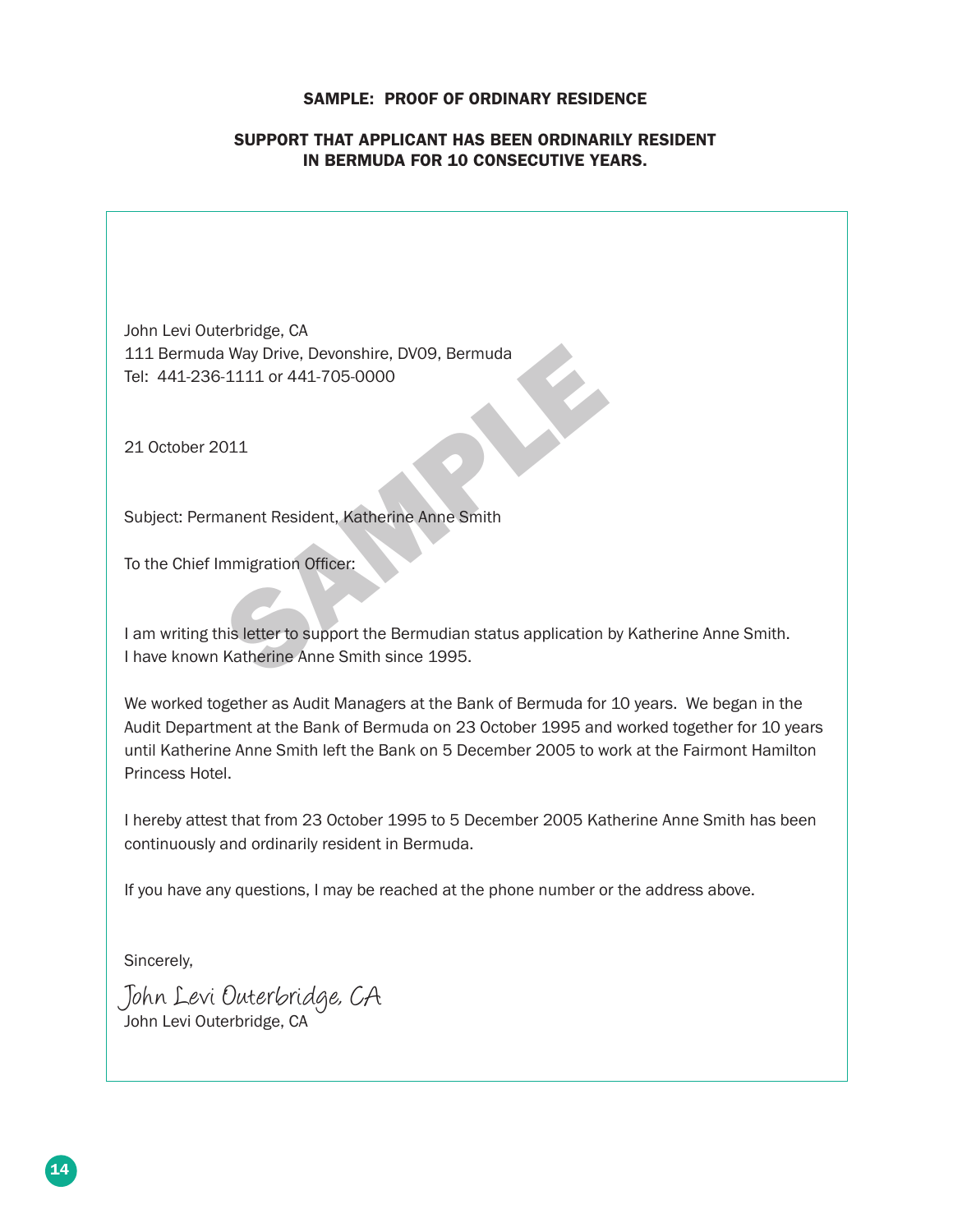## SAMPLE: PROOF OF ORDINARY RESIDENCE

### SUPPORT THAT APPLICANT HAS BEEN ORDINARILY RESIDENT IN BERMUDA FOR 10 CONSECUTIVE YEARS.

John Levi Outerbridge, CA
111 Bermuda Way Drive, Devonshire, DV09, Bermuda
Tel: 441-236-1111 or 441-705-0000

21 October 2011

Subject: Permanent Resident, Katherine Anne Smith

To the Chief Immigration Officer:

I am writing this letter to support the Bermudian status application by Katherine Anne Smith. I have known Katherine Anne Smith since 1995.

We worked together as Audit Managers at the Bank of Bermuda for 10 years. We began in the Audit Department at the Bank of Bermuda on 23 October 1995 and worked together for 10 years until Katherine Anne Smith left the Bank on 5 December 2005 to work at the Fairmont Hamilton Princess Hotel.

I hereby attest that from 23 October 1995 to 5 December 2005 Katherine Anne Smith has been continuously and ordinarily resident in Bermuda.

If you have any questions, I may be reached at the phone number or the address above.

Sincerely,

*John Levi Outerbridge, CA*
John Levi Outerbridge, CA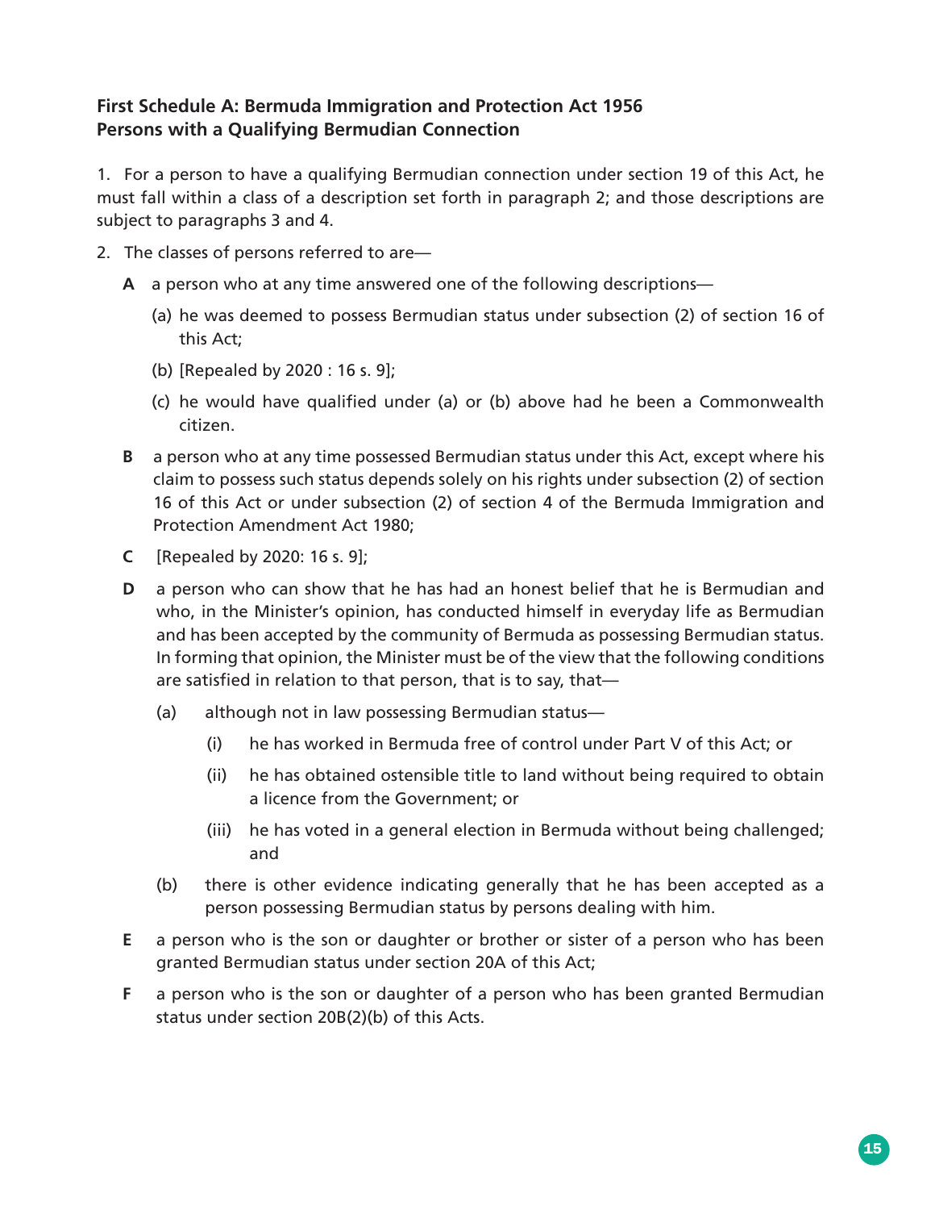## First Schedule A: Bermuda Immigration and Protection Act 1956
## Persons with a Qualifying Bermudian Connection

1. For a person to have a qualifying Bermudian connection under section 19 of this Act, he must fall within a class of a description set forth in paragraph 2; and those descriptions are subject to paragraphs 3 and 4.

2. The classes of persons referred to are—

**A** a person who at any time answered one of the following descriptions—

(a) he was deemed to possess Bermudian status under subsection (2) of section 16 of this Act;

(b) [Repealed by 2020 : 16 s. 9];

(c) he would have qualified under (a) or (b) above had he been a Commonwealth citizen.

**B** a person who at any time possessed Bermudian status under this Act, except where his claim to possess such status depends solely on his rights under subsection (2) of section 16 of this Act or under subsection (2) of section 4 of the Bermuda Immigration and Protection Amendment Act 1980;

**C** [Repealed by 2020: 16 s. 9];

**D** a person who can show that he has had an honest belief that he is Bermudian and who, in the Minister's opinion, has conducted himself in everyday life as Bermudian and has been accepted by the community of Bermuda as possessing Bermudian status. In forming that opinion, the Minister must be of the view that the following conditions are satisfied in relation to that person, that is to say, that—

(a) although not in law possessing Bermudian status—

(i) he has worked in Bermuda free of control under Part V of this Act; or

(ii) he has obtained ostensible title to land without being required to obtain a licence from the Government; or

(iii) he has voted in a general election in Bermuda without being challenged; and

(b) there is other evidence indicating generally that he has been accepted as a person possessing Bermudian status by persons dealing with him.

**E** a person who is the son or daughter or brother or sister of a person who has been granted Bermudian status under section 20A of this Act;

**F** a person who is the son or daughter of a person who has been granted Bermudian status under section 20B(2)(b) of this Acts.